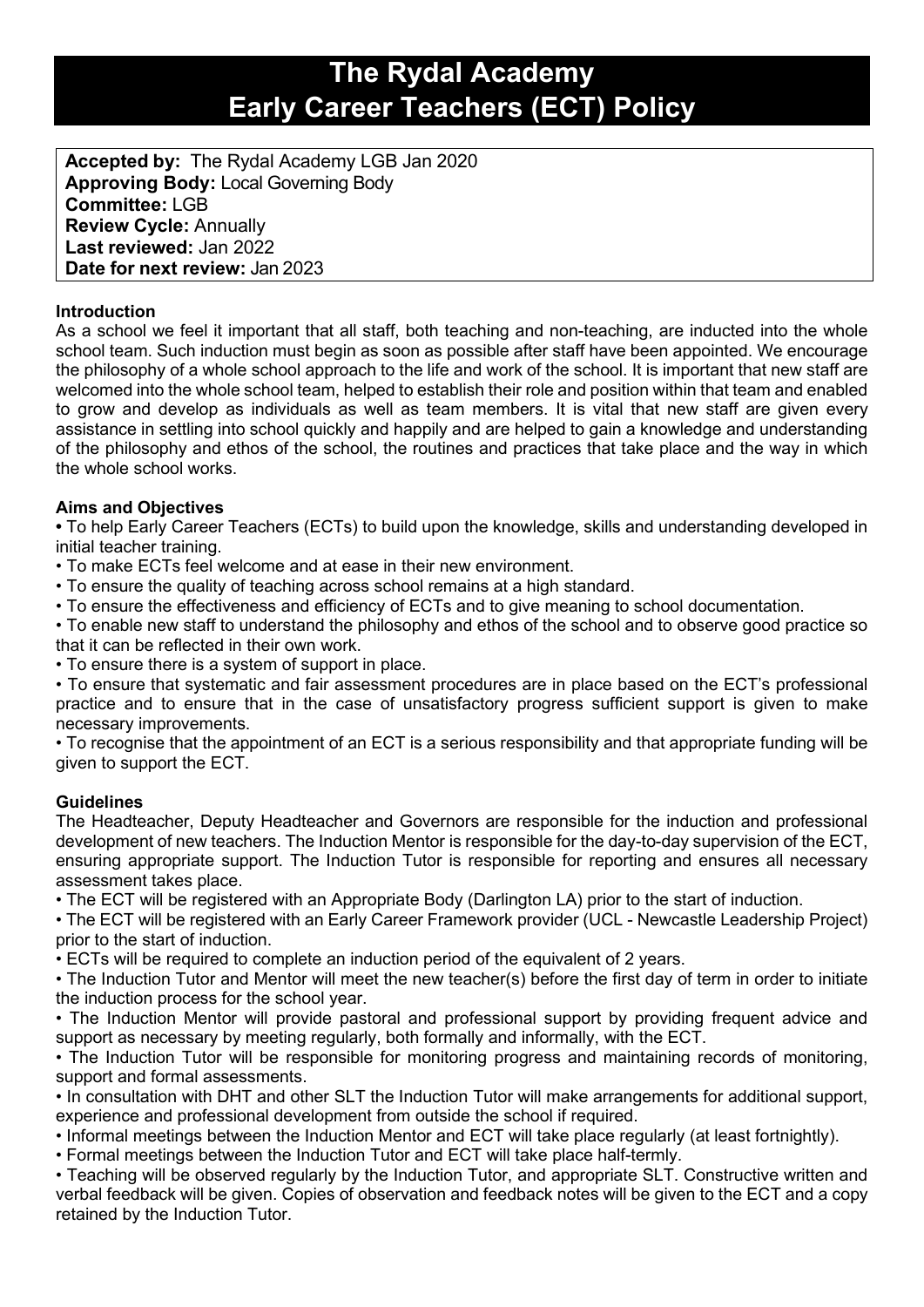# The Rydal Academy
# Early Career Teachers (ECT) Policy

**Accepted by:** The Rydal Academy LGB Jan 2020
**Approving Body:** Local Governing Body
**Committee:** LGB
**Review Cycle:** Annually
**Last reviewed:** Jan 2022
**Date for next review:** Jan 2023

**Introduction**

As a school we feel it important that all staff, both teaching and non-teaching, are inducted into the whole school team. Such induction must begin as soon as possible after staff have been appointed. We encourage the philosophy of a whole school approach to the life and work of the school. It is important that new staff are welcomed into the whole school team, helped to establish their role and position within that team and enabled to grow and develop as individuals as well as team members. It is vital that new staff are given every assistance in settling into school quickly and happily and are helped to gain a knowledge and understanding of the philosophy and ethos of the school, the routines and practices that take place and the way in which the whole school works.

**Aims and Objectives**

- To help Early Career Teachers (ECTs) to build upon the knowledge, skills and understanding developed in initial teacher training.
- To make ECTs feel welcome and at ease in their new environment.
- To ensure the quality of teaching across school remains at a high standard.
- To ensure the effectiveness and efficiency of ECTs and to give meaning to school documentation.
- To enable new staff to understand the philosophy and ethos of the school and to observe good practice so that it can be reflected in their own work.
- To ensure there is a system of support in place.
- To ensure that systematic and fair assessment procedures are in place based on the ECT's professional practice and to ensure that in the case of unsatisfactory progress sufficient support is given to make necessary improvements.
- To recognise that the appointment of an ECT is a serious responsibility and that appropriate funding will be given to support the ECT.

**Guidelines**

The Headteacher, Deputy Headteacher and Governors are responsible for the induction and professional development of new teachers. The Induction Mentor is responsible for the day-to-day supervision of the ECT, ensuring appropriate support. The Induction Tutor is responsible for reporting and ensures all necessary assessment takes place.

- The ECT will be registered with an Appropriate Body (Darlington LA) prior to the start of induction.
- The ECT will be registered with an Early Career Framework provider (UCL - Newcastle Leadership Project) prior to the start of induction.
- ECTs will be required to complete an induction period of the equivalent of 2 years.
- The Induction Tutor and Mentor will meet the new teacher(s) before the first day of term in order to initiate the induction process for the school year.
- The Induction Mentor will provide pastoral and professional support by providing frequent advice and support as necessary by meeting regularly, both formally and informally, with the ECT.
- The Induction Tutor will be responsible for monitoring progress and maintaining records of monitoring, support and formal assessments.
- In consultation with DHT and other SLT the Induction Tutor will make arrangements for additional support, experience and professional development from outside the school if required.
- Informal meetings between the Induction Mentor and ECT will take place regularly (at least fortnightly).
- Formal meetings between the Induction Tutor and ECT will take place half-termly.
- Teaching will be observed regularly by the Induction Tutor, and appropriate SLT. Constructive written and verbal feedback will be given. Copies of observation and feedback notes will be given to the ECT and a copy retained by the Induction Tutor.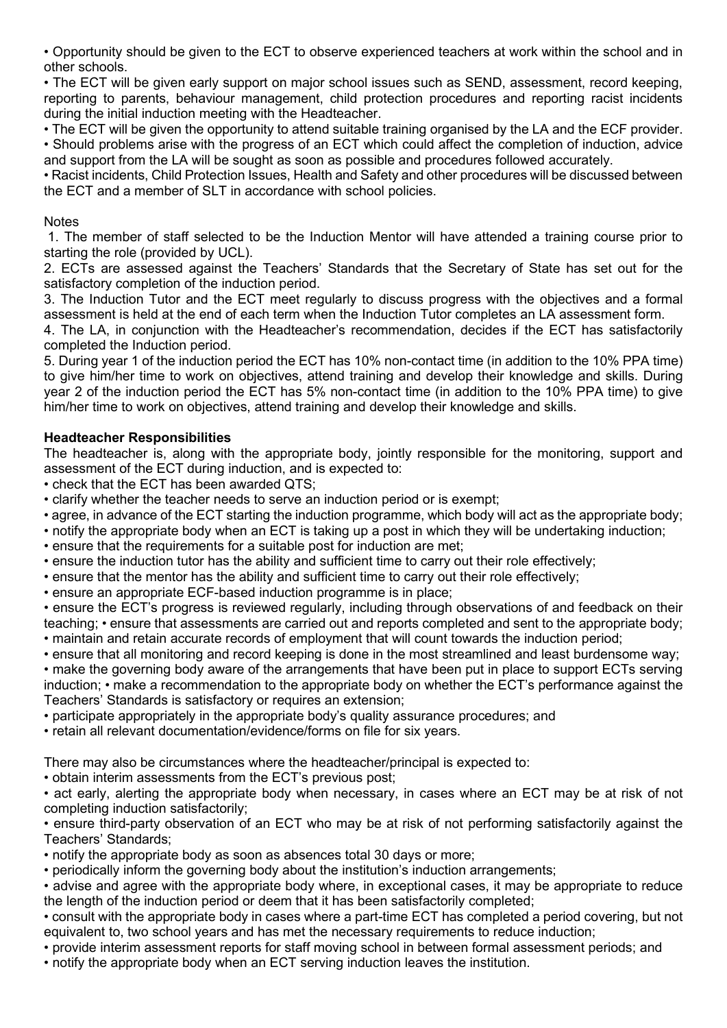- Opportunity should be given to the ECT to observe experienced teachers at work within the school and in other schools.
- The ECT will be given early support on major school issues such as SEND, assessment, record keeping, reporting to parents, behaviour management, child protection procedures and reporting racist incidents during the initial induction meeting with the Headteacher.
- The ECT will be given the opportunity to attend suitable training organised by the LA and the ECF provider.
- Should problems arise with the progress of an ECT which could affect the completion of induction, advice and support from the LA will be sought as soon as possible and procedures followed accurately.
- Racist incidents, Child Protection Issues, Health and Safety and other procedures will be discussed between the ECT and a member of SLT in accordance with school policies.

Notes

1. The member of staff selected to be the Induction Mentor will have attended a training course prior to starting the role (provided by UCL).
2. ECTs are assessed against the Teachers' Standards that the Secretary of State has set out for the satisfactory completion of the induction period.
3. The Induction Tutor and the ECT meet regularly to discuss progress with the objectives and a formal assessment is held at the end of each term when the Induction Tutor completes an LA assessment form.
4. The LA, in conjunction with the Headteacher's recommendation, decides if the ECT has satisfactorily completed the Induction period.
5. During year 1 of the induction period the ECT has 10% non-contact time (in addition to the 10% PPA time) to give him/her time to work on objectives, attend training and develop their knowledge and skills. During year 2 of the induction period the ECT has 5% non-contact time (in addition to the 10% PPA time) to give him/her time to work on objectives, attend training and develop their knowledge and skills.

**Headteacher Responsibilities**

The headteacher is, along with the appropriate body, jointly responsible for the monitoring, support and assessment of the ECT during induction, and is expected to:

- check that the ECT has been awarded QTS;
- clarify whether the teacher needs to serve an induction period or is exempt;
- agree, in advance of the ECT starting the induction programme, which body will act as the appropriate body;
- notify the appropriate body when an ECT is taking up a post in which they will be undertaking induction;
- ensure that the requirements for a suitable post for induction are met;
- ensure the induction tutor has the ability and sufficient time to carry out their role effectively;
- ensure that the mentor has the ability and sufficient time to carry out their role effectively;
- ensure an appropriate ECF-based induction programme is in place;
- ensure the ECT's progress is reviewed regularly, including through observations of and feedback on their teaching;
- ensure that assessments are carried out and reports completed and sent to the appropriate body;
- maintain and retain accurate records of employment that will count towards the induction period;
- ensure that all monitoring and record keeping is done in the most streamlined and least burdensome way;
- make the governing body aware of the arrangements that have been put in place to support ECTs serving induction;
- make a recommendation to the appropriate body on whether the ECT's performance against the Teachers' Standards is satisfactory or requires an extension;
- participate appropriately in the appropriate body's quality assurance procedures; and
- retain all relevant documentation/evidence/forms on file for six years.

There may also be circumstances where the headteacher/principal is expected to:

- obtain interim assessments from the ECT's previous post;
- act early, alerting the appropriate body when necessary, in cases where an ECT may be at risk of not completing induction satisfactorily;
- ensure third-party observation of an ECT who may be at risk of not performing satisfactorily against the Teachers' Standards;
- notify the appropriate body as soon as absences total 30 days or more;
- periodically inform the governing body about the institution's induction arrangements;
- advise and agree with the appropriate body where, in exceptional cases, it may be appropriate to reduce the length of the induction period or deem that it has been satisfactorily completed;
- consult with the appropriate body in cases where a part-time ECT has completed a period covering, but not equivalent to, two school years and has met the necessary requirements to reduce induction;
- provide interim assessment reports for staff moving school in between formal assessment periods; and
- notify the appropriate body when an ECT serving induction leaves the institution.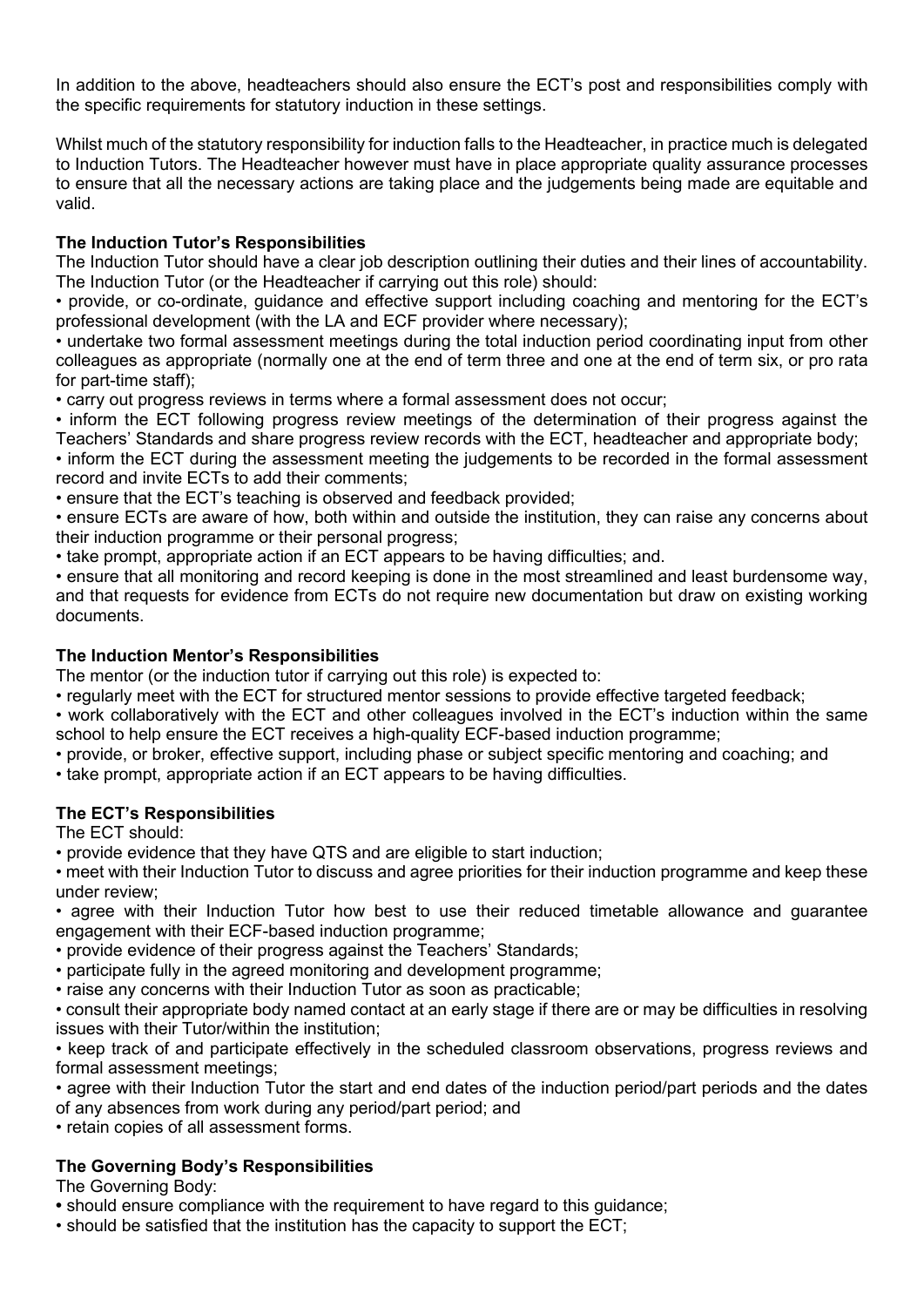In addition to the above, headteachers should also ensure the ECT's post and responsibilities comply with the specific requirements for statutory induction in these settings.

Whilst much of the statutory responsibility for induction falls to the Headteacher, in practice much is delegated to Induction Tutors. The Headteacher however must have in place appropriate quality assurance processes to ensure that all the necessary actions are taking place and the judgements being made are equitable and valid.

**The Induction Tutor's Responsibilities**

The Induction Tutor should have a clear job description outlining their duties and their lines of accountability. The Induction Tutor (or the Headteacher if carrying out this role) should:

- provide, or co-ordinate, guidance and effective support including coaching and mentoring for the ECT's professional development (with the LA and ECF provider where necessary);
- undertake two formal assessment meetings during the total induction period coordinating input from other colleagues as appropriate (normally one at the end of term three and one at the end of term six, or pro rata for part-time staff);
- carry out progress reviews in terms where a formal assessment does not occur;
- inform the ECT following progress review meetings of the determination of their progress against the Teachers' Standards and share progress review records with the ECT, headteacher and appropriate body;
- inform the ECT during the assessment meeting the judgements to be recorded in the formal assessment record and invite ECTs to add their comments;
- ensure that the ECT's teaching is observed and feedback provided;
- ensure ECTs are aware of how, both within and outside the institution, they can raise any concerns about their induction programme or their personal progress;
- take prompt, appropriate action if an ECT appears to be having difficulties; and.
- ensure that all monitoring and record keeping is done in the most streamlined and least burdensome way, and that requests for evidence from ECTs do not require new documentation but draw on existing working documents.

**The Induction Mentor's Responsibilities**

The mentor (or the induction tutor if carrying out this role) is expected to:

- regularly meet with the ECT for structured mentor sessions to provide effective targeted feedback;
- work collaboratively with the ECT and other colleagues involved in the ECT's induction within the same school to help ensure the ECT receives a high-quality ECF-based induction programme;
- provide, or broker, effective support, including phase or subject specific mentoring and coaching; and
- take prompt, appropriate action if an ECT appears to be having difficulties.

**The ECT's Responsibilities**

The ECT should:

- provide evidence that they have QTS and are eligible to start induction;
- meet with their Induction Tutor to discuss and agree priorities for their induction programme and keep these under review;
- agree with their Induction Tutor how best to use their reduced timetable allowance and guarantee engagement with their ECF-based induction programme;
- provide evidence of their progress against the Teachers' Standards;
- participate fully in the agreed monitoring and development programme;
- raise any concerns with their Induction Tutor as soon as practicable;
- consult their appropriate body named contact at an early stage if there are or may be difficulties in resolving issues with their Tutor/within the institution;
- keep track of and participate effectively in the scheduled classroom observations, progress reviews and formal assessment meetings;
- agree with their Induction Tutor the start and end dates of the induction period/part periods and the dates of any absences from work during any period/part period; and
- retain copies of all assessment forms.

**The Governing Body's Responsibilities**

The Governing Body:

- should ensure compliance with the requirement to have regard to this guidance;
- should be satisfied that the institution has the capacity to support the ECT;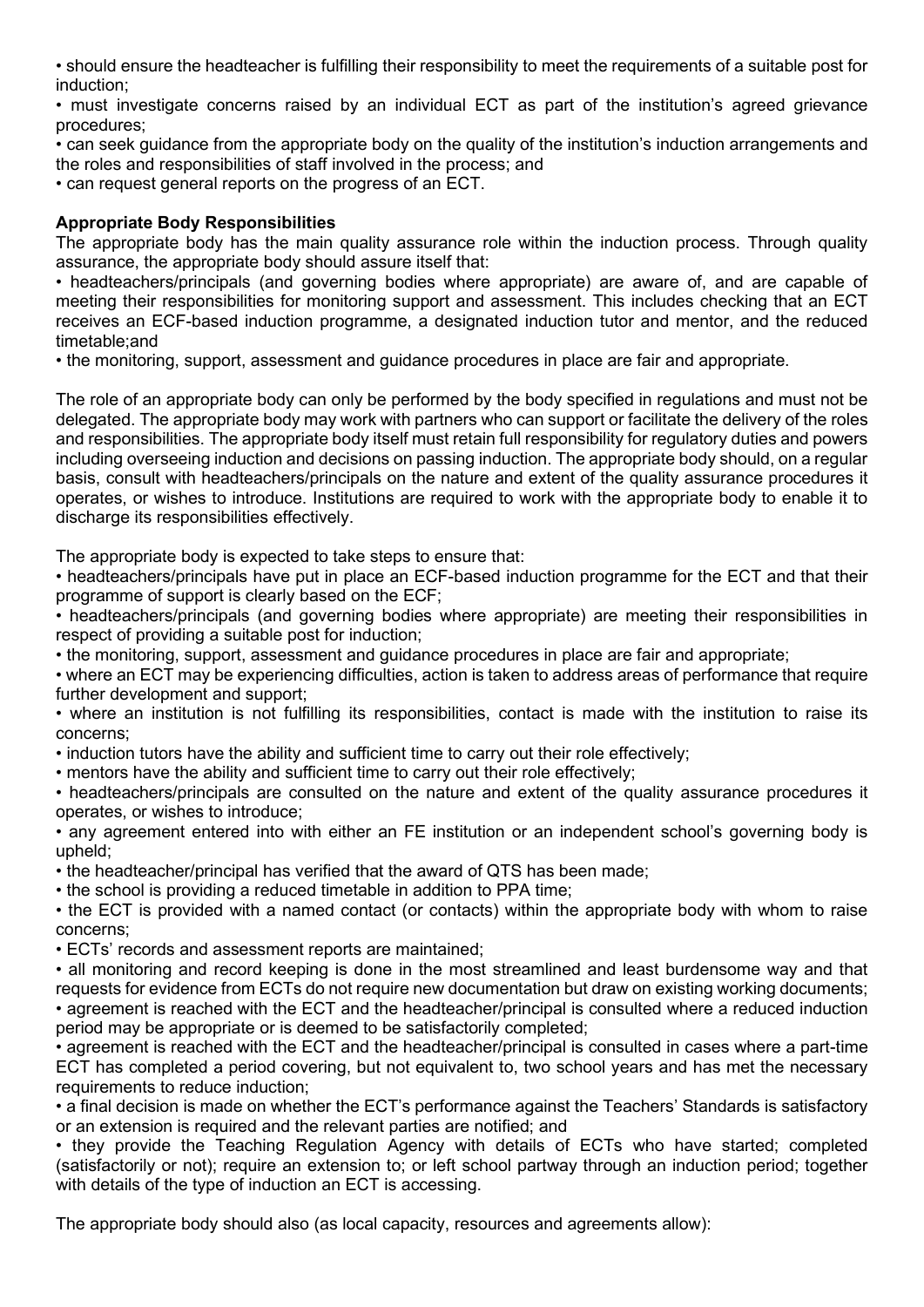- should ensure the headteacher is fulfilling their responsibility to meet the requirements of a suitable post for induction;
- must investigate concerns raised by an individual ECT as part of the institution's agreed grievance procedures;
- can seek guidance from the appropriate body on the quality of the institution's induction arrangements and the roles and responsibilities of staff involved in the process; and
- can request general reports on the progress of an ECT.

**Appropriate Body Responsibilities**

The appropriate body has the main quality assurance role within the induction process. Through quality assurance, the appropriate body should assure itself that:

- headteachers/principals (and governing bodies where appropriate) are aware of, and are capable of meeting their responsibilities for monitoring support and assessment. This includes checking that an ECT receives an ECF-based induction programme, a designated induction tutor and mentor, and the reduced timetable;and
- the monitoring, support, assessment and guidance procedures in place are fair and appropriate.

The role of an appropriate body can only be performed by the body specified in regulations and must not be delegated. The appropriate body may work with partners who can support or facilitate the delivery of the roles and responsibilities. The appropriate body itself must retain full responsibility for regulatory duties and powers including overseeing induction and decisions on passing induction. The appropriate body should, on a regular basis, consult with headteachers/principals on the nature and extent of the quality assurance procedures it operates, or wishes to introduce. Institutions are required to work with the appropriate body to enable it to discharge its responsibilities effectively.

The appropriate body is expected to take steps to ensure that:

- headteachers/principals have put in place an ECF-based induction programme for the ECT and that their programme of support is clearly based on the ECF;
- headteachers/principals (and governing bodies where appropriate) are meeting their responsibilities in respect of providing a suitable post for induction;
- the monitoring, support, assessment and guidance procedures in place are fair and appropriate;
- where an ECT may be experiencing difficulties, action is taken to address areas of performance that require further development and support;
- where an institution is not fulfilling its responsibilities, contact is made with the institution to raise its concerns;
- induction tutors have the ability and sufficient time to carry out their role effectively;
- mentors have the ability and sufficient time to carry out their role effectively;
- headteachers/principals are consulted on the nature and extent of the quality assurance procedures it operates, or wishes to introduce;
- any agreement entered into with either an FE institution or an independent school's governing body is upheld;
- the headteacher/principal has verified that the award of QTS has been made;
- the school is providing a reduced timetable in addition to PPA time;
- the ECT is provided with a named contact (or contacts) within the appropriate body with whom to raise concerns;
- ECTs' records and assessment reports are maintained;
- all monitoring and record keeping is done in the most streamlined and least burdensome way and that requests for evidence from ECTs do not require new documentation but draw on existing working documents;
- agreement is reached with the ECT and the headteacher/principal is consulted where a reduced induction period may be appropriate or is deemed to be satisfactorily completed;
- agreement is reached with the ECT and the headteacher/principal is consulted in cases where a part-time ECT has completed a period covering, but not equivalent to, two school years and has met the necessary requirements to reduce induction;
- a final decision is made on whether the ECT's performance against the Teachers' Standards is satisfactory or an extension is required and the relevant parties are notified; and
- they provide the Teaching Regulation Agency with details of ECTs who have started; completed (satisfactorily or not); require an extension to; or left school partway through an induction period; together with details of the type of induction an ECT is accessing.

The appropriate body should also (as local capacity, resources and agreements allow):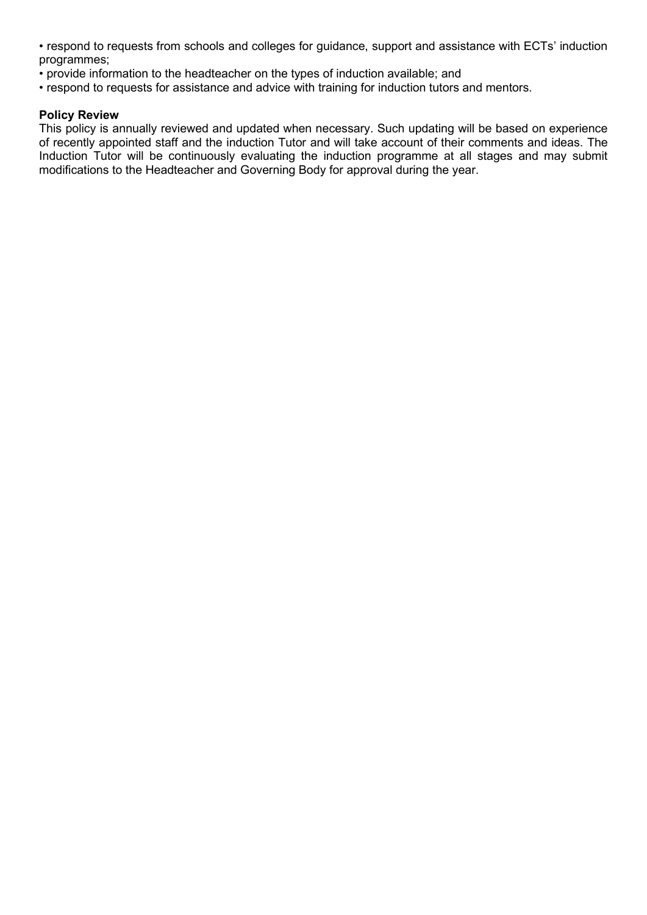- respond to requests from schools and colleges for guidance, support and assistance with ECTs' induction programmes;
- provide information to the headteacher on the types of induction available; and
- respond to requests for assistance and advice with training for induction tutors and mentors.

**Policy Review**

This policy is annually reviewed and updated when necessary. Such updating will be based on experience of recently appointed staff and the induction Tutor and will take account of their comments and ideas. The Induction Tutor will be continuously evaluating the induction programme at all stages and may submit modifications to the Headteacher and Governing Body for approval during the year.